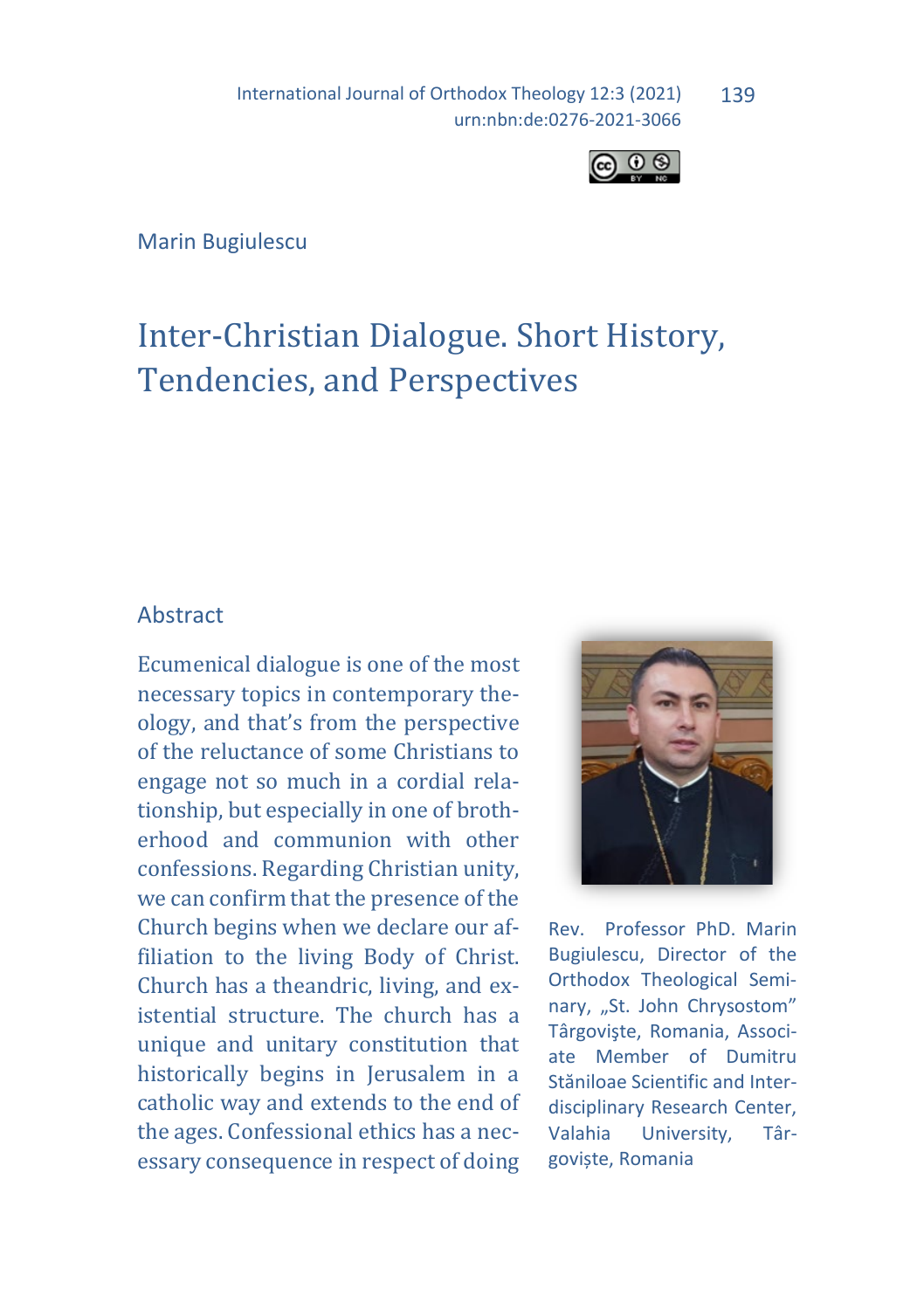Marin Bugiulescu

# Inter-Christian Dialogue. Short History, Tendencies, and Perspectives

## Abstract

Ecumenical dialogue is one of the most necessary topics in contemporary theology, and that's from the perspective of the reluctance of some Christians to engage not so much in a cordial relationship, but especially in one of brotherhood and communion with other confessions. Regarding Christian unity, we can confirm that the presence of the Church begins when we declare our affiliation to the living Body of Christ. Church has a theandric, living, and existential structure. The church has a unique and unitary constitution that historically begins in Jerusalem in a catholic way and extends to the end of the ages. Confessional ethics has a necessary consequence in respect of doing

Rev. Professor PhD. Marin Bugiulescu, Director of the Orthodox Theological Seminary, „St. John Chrysostom" Târgovişte, Romania, Associate Member of Dumitru Stăniloae Scientific and Interdisciplinary Research Center, Valahia University, Târgoviște, Romania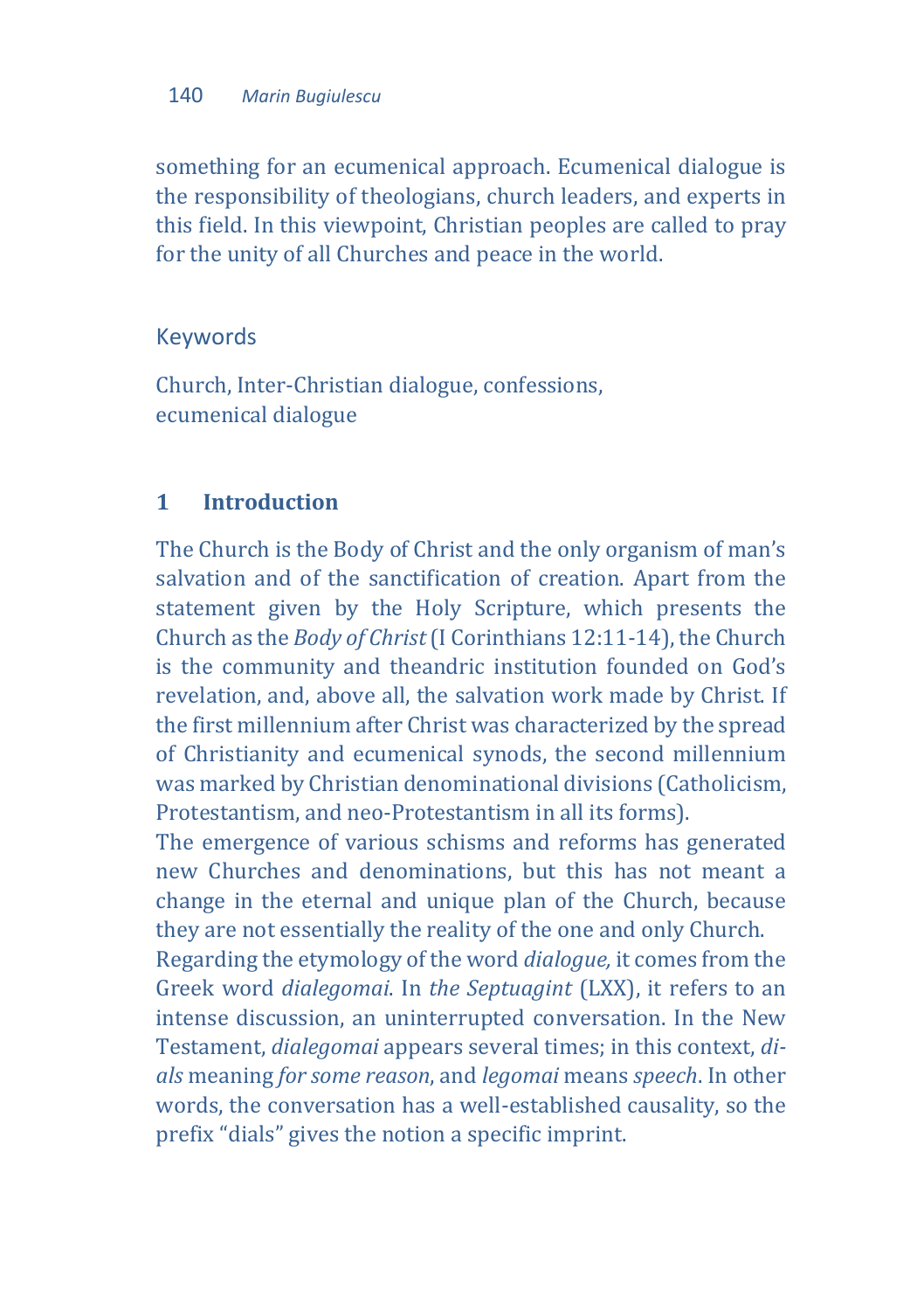something for an ecumenical approach. Ecumenical dialogue is the responsibility of theologians, church leaders, and experts in this field. In this viewpoint, Christian peoples are called to pray for the unity of all Churches and peace in the world.

Keywords

Church, Inter-Christian dialogue, confessions, ecumenical dialogue

## 1 Introduction

The Church is the Body of Christ and the only organism of man's salvation and of the sanctification of creation. Apart from the statement given by the Holy Scripture, which presents the Church as the *Body of Christ* (I Corinthians 12:11-14), the Church is the community and theandric institution founded on God's revelation, and, above all, the salvation work made by Christ. If the first millennium after Christ was characterized by the spread of Christianity and ecumenical synods, the second millennium was marked by Christian denominational divisions (Catholicism, Protestantism, and neo-Protestantism in all its forms).

The emergence of various schisms and reforms has generated new Churches and denominations, but this has not meant a change in the eternal and unique plan of the Church, because they are not essentially the reality of the one and only Church.

Regarding the etymology of the word *dialogue,* it comes from the Greek word *dialegomai*. In *the Septuagint* (LXX), it refers to an intense discussion, an uninterrupted conversation. In the New Testament, *dialegomai* appears several times; in this context, *dials* meaning *for some reason*, and *legomai* means *speech*. In other words, the conversation has a well-established causality, so the prefix "dials" gives the notion a specific imprint.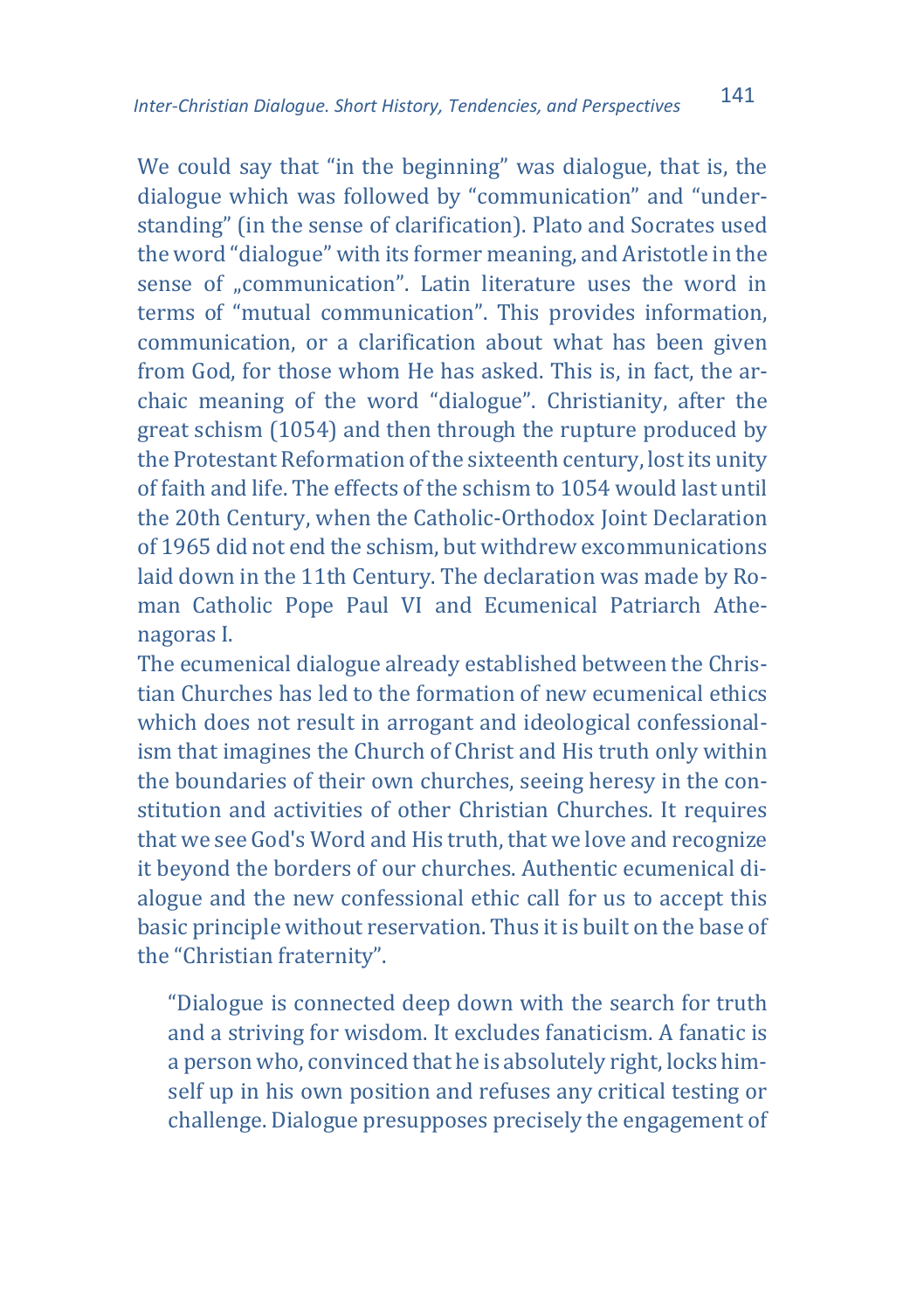We could say that “in the beginning” was dialogue, that is, the dialogue which was followed by “communication” and “understanding” (in the sense of clarification). Plato and Socrates used the word “dialogue” with its former meaning, and Aristotle in the sense of „communication”. Latin literature uses the word in terms of “mutual communication”. This provides information, communication, or a clarification about what has been given from God, for those whom He has asked. This is, in fact, the archaic meaning of the word “dialogue”. Christianity, after the great schism (1054) and then through the rupture produced by the Protestant Reformation of the sixteenth century, lost its unity of faith and life. The effects of the schism to 1054 would last until the 20th Century, when the Catholic-Orthodox Joint Declaration of 1965 did not end the schism, but withdrew excommunications laid down in the 11th Century. The declaration was made by Roman Catholic Pope Paul VI and Ecumenical Patriarch Athenagoras I.

The ecumenical dialogue already established between the Christian Churches has led to the formation of new ecumenical ethics which does not result in arrogant and ideological confessionalism that imagines the Church of Christ and His truth only within the boundaries of their own churches, seeing heresy in the constitution and activities of other Christian Churches. It requires that we see God's Word and His truth, that we love and recognize it beyond the borders of our churches. Authentic ecumenical dialogue and the new confessional ethic call for us to accept this basic principle without reservation. Thus it is built on the base of the “Christian fraternity”.

> “Dialogue is connected deep down with the search for truth and a striving for wisdom. It excludes fanaticism. A fanatic is a person who, convinced that he is absolutely right, locks himself up in his own position and refuses any critical testing or challenge. Dialogue presupposes precisely the engagement of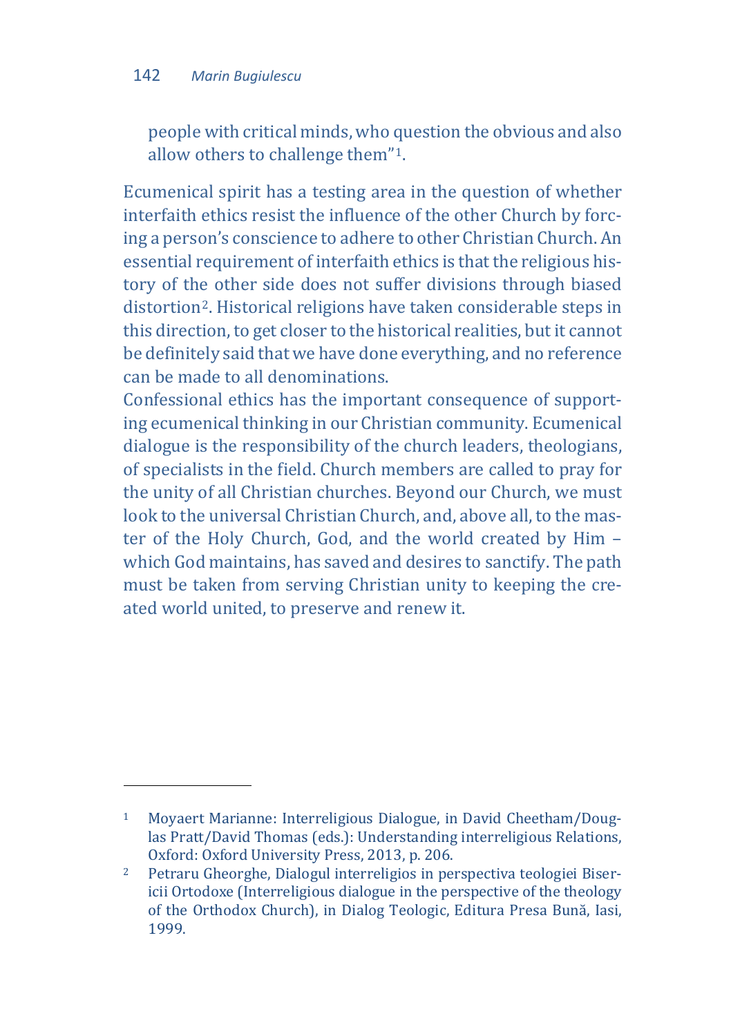people with critical minds, who question the obvious and also allow others to challenge them"[1].

Ecumenical spirit has a testing area in the question of whether interfaith ethics resist the influence of the other Church by forcing a person's conscience to adhere to other Christian Church. An essential requirement of interfaith ethics is that the religious history of the other side does not suffer divisions through biased distortion[2]. Historical religions have taken considerable steps in this direction, to get closer to the historical realities, but it cannot be definitely said that we have done everything, and no reference can be made to all denominations.

Confessional ethics has the important consequence of supporting ecumenical thinking in our Christian community. Ecumenical dialogue is the responsibility of the church leaders, theologians, of specialists in the field. Church members are called to pray for the unity of all Christian churches. Beyond our Church, we must look to the universal Christian Church, and, above all, to the master of the Holy Church, God, and the world created by Him – which God maintains, has saved and desires to sanctify. The path must be taken from serving Christian unity to keeping the created world united, to preserve and renew it.

---

[1] Moyaert Marianne: Interreligious Dialogue, in David Cheetham/Douglas Pratt/David Thomas (eds.): Understanding interreligious Relations, Oxford: Oxford University Press, 2013, p. 206.

[2] Petraru Gheorghe, Dialogul interreligios in perspectiva teologiei Bisericii Ortodoxe (Interreligious dialogue in the perspective of the theology of the Orthodox Church), in Dialog Teologic, Editura Presa Bună, Iasi, 1999.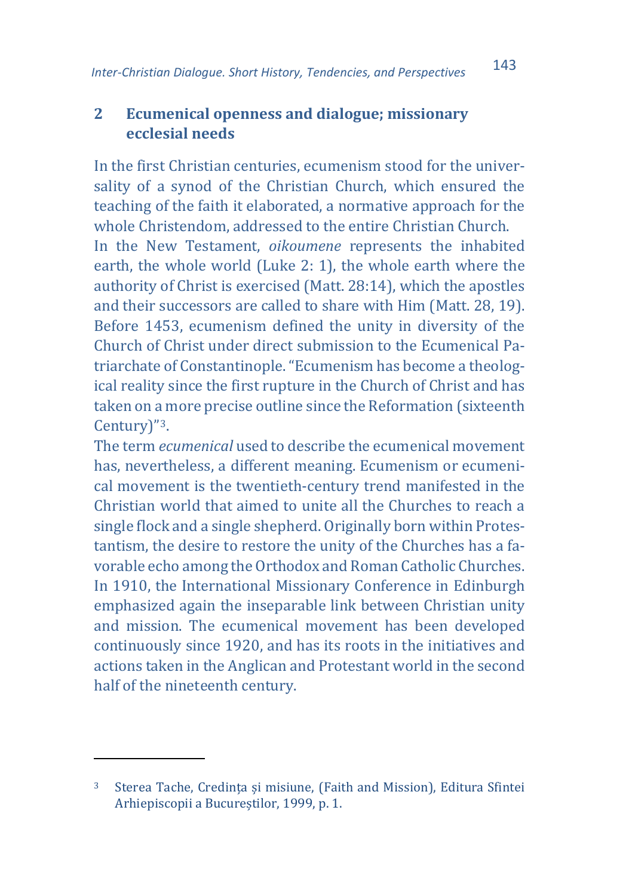## 2 Ecumenical openness and dialogue; missionary ecclesial needs

In the first Christian centuries, ecumenism stood for the universality of a synod of the Christian Church, which ensured the teaching of the faith it elaborated, a normative approach for the whole Christendom, addressed to the entire Christian Church.

In the New Testament, *oikoumene* represents the inhabited earth, the whole world (Luke 2: 1), the whole earth where the authority of Christ is exercised (Matt. 28:14), which the apostles and their successors are called to share with Him (Matt. 28, 19). Before 1453, ecumenism defined the unity in diversity of the Church of Christ under direct submission to the Ecumenical Patriarchate of Constantinople. "Ecumenism has become a theological reality since the first rupture in the Church of Christ and has taken on a more precise outline since the Reformation (sixteenth Century)"[3].

The term *ecumenical* used to describe the ecumenical movement has, nevertheless, a different meaning. Ecumenism or ecumenical movement is the twentieth-century trend manifested in the Christian world that aimed to unite all the Churches to reach a single flock and a single shepherd. Originally born within Protestantism, the desire to restore the unity of the Churches has a favorable echo among the Orthodox and Roman Catholic Churches. In 1910, the International Missionary Conference in Edinburgh emphasized again the inseparable link between Christian unity and mission. The ecumenical movement has been developed continuously since 1920, and has its roots in the initiatives and actions taken in the Anglican and Protestant world in the second half of the nineteenth century.

---

[3] Sterea Tache, Credința și misiune, (Faith and Mission), Editura Sfintei Arhiepiscopii a Bucureștilor, 1999, p. 1.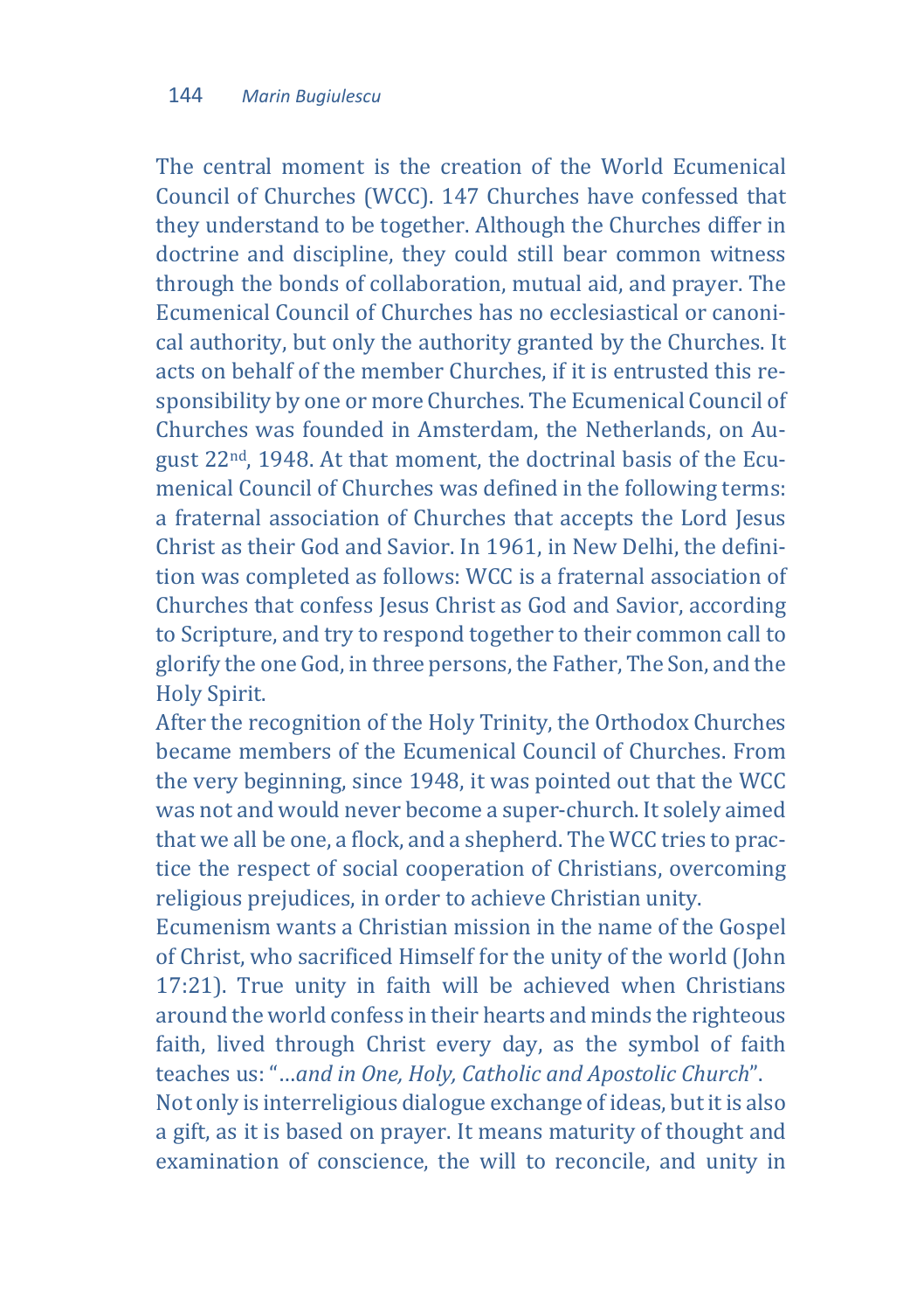The central moment is the creation of the World Ecumenical Council of Churches (WCC). 147 Churches have confessed that they understand to be together. Although the Churches differ in doctrine and discipline, they could still bear common witness through the bonds of collaboration, mutual aid, and prayer. The Ecumenical Council of Churches has no ecclesiastical or canonical authority, but only the authority granted by the Churches. It acts on behalf of the member Churches, if it is entrusted this responsibility by one or more Churches. The Ecumenical Council of Churches was founded in Amsterdam, the Netherlands, on August 22nd, 1948. At that moment, the doctrinal basis of the Ecumenical Council of Churches was defined in the following terms: a fraternal association of Churches that accepts the Lord Jesus Christ as their God and Savior. In 1961, in New Delhi, the definition was completed as follows: WCC is a fraternal association of Churches that confess Jesus Christ as God and Savior, according to Scripture, and try to respond together to their common call to glorify the one God, in three persons, the Father, The Son, and the Holy Spirit.

After the recognition of the Holy Trinity, the Orthodox Churches became members of the Ecumenical Council of Churches. From the very beginning, since 1948, it was pointed out that the WCC was not and would never become a super-church. It solely aimed that we all be one, a flock, and a shepherd. The WCC tries to practice the respect of social cooperation of Christians, overcoming religious prejudices, in order to achieve Christian unity.

Ecumenism wants a Christian mission in the name of the Gospel of Christ, who sacrificed Himself for the unity of the world (John 17:21). True unity in faith will be achieved when Christians around the world confess in their hearts and minds the righteous faith, lived through Christ every day, as the symbol of faith teaches us: "*…and in One, Holy, Catholic and Apostolic Church*".

Not only is interreligious dialogue exchange of ideas, but it is also a gift, as it is based on prayer. It means maturity of thought and examination of conscience, the will to reconcile, and unity in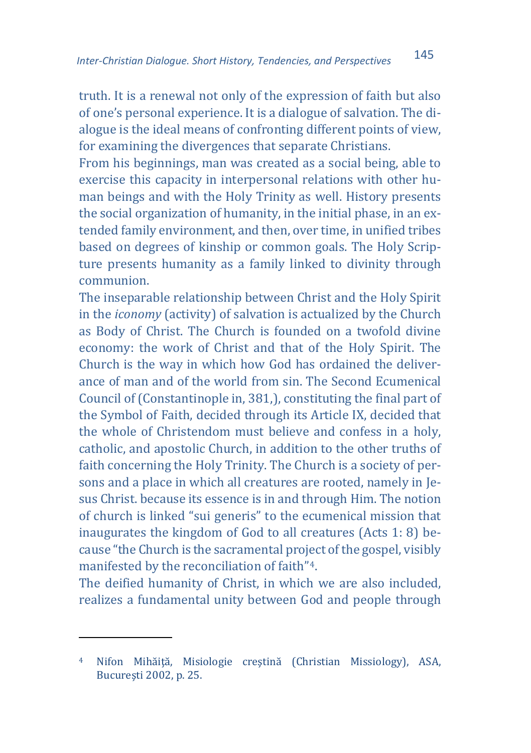truth. It is a renewal not only of the expression of faith but also of one's personal experience. It is a dialogue of salvation. The dialogue is the ideal means of confronting different points of view, for examining the divergences that separate Christians.

From his beginnings, man was created as a social being, able to exercise this capacity in interpersonal relations with other human beings and with the Holy Trinity as well. History presents the social organization of humanity, in the initial phase, in an extended family environment, and then, over time, in unified tribes based on degrees of kinship or common goals. The Holy Scripture presents humanity as a family linked to divinity through communion.

The inseparable relationship between Christ and the Holy Spirit in the *iconomy* (activity) of salvation is actualized by the Church as Body of Christ. The Church is founded on a twofold divine economy: the work of Christ and that of the Holy Spirit. The Church is the way in which how God has ordained the deliverance of man and of the world from sin. The Second Ecumenical Council of (Constantinople in, 381,), constituting the final part of the Symbol of Faith, decided through its Article IX, decided that the whole of Christendom must believe and confess in a holy, catholic, and apostolic Church, in addition to the other truths of faith concerning the Holy Trinity. The Church is a society of persons and a place in which all creatures are rooted, namely in Jesus Christ. because its essence is in and through Him. The notion of church is linked "sui generis" to the ecumenical mission that inaugurates the kingdom of God to all creatures (Acts 1: 8) because "the Church is the sacramental project of the gospel, visibly manifested by the reconciliation of faith"[4].

The deified humanity of Christ, in which we are also included, realizes a fundamental unity between God and people through

---

[4] Nifon Mihăiţă, Misiologie creştină (Christian Missiology), ASA, Bucureşti 2002, p. 25.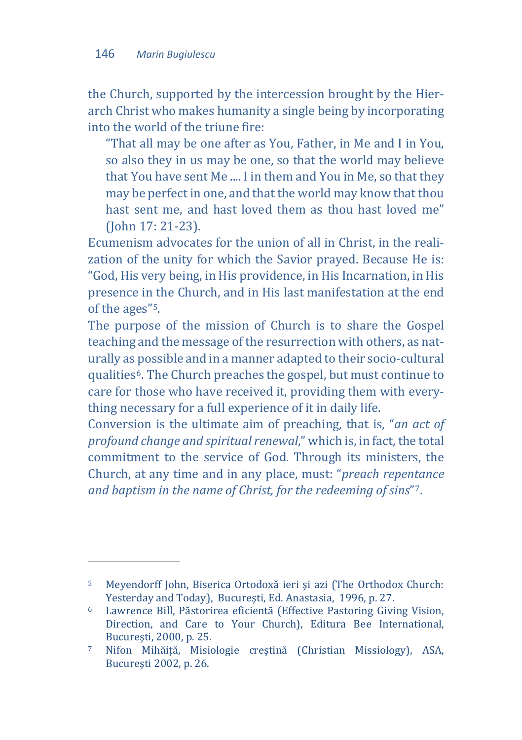the Church, supported by the intercession brought by the Hierarch Christ who makes humanity a single being by incorporating into the world of the triune fire:

> "That all may be one after as You, Father, in Me and I in You, so also they in us may be one, so that the world may believe that You have sent Me .... I in them and You in Me, so that they may be perfect in one, and that the world may know that thou hast sent me, and hast loved them as thou hast loved me" (John 17: 21-23).

Ecumenism advocates for the union of all in Christ, in the realization of the unity for which the Savior prayed. Because He is: "God, His very being, in His providence, in His Incarnation, in His presence in the Church, and in His last manifestation at the end of the ages"[5].

The purpose of the mission of Church is to share the Gospel teaching and the message of the resurrection with others, as naturally as possible and in a manner adapted to their socio-cultural qualities[6]. The Church preaches the gospel, but must continue to care for those who have received it, providing them with everything necessary for a full experience of it in daily life.

Conversion is the ultimate aim of preaching, that is, "*an act of profound change and spiritual renewal*," which is, in fact, the total commitment to the service of God. Through its ministers, the Church, at any time and in any place, must: "*preach repentance and baptism in the name of Christ, for the redeeming of sins*"[7].

---

[5] Meyendorff John, Biserica Ortodoxă ieri şi azi (The Orthodox Church: Yesterday and Today), Bucureşti, Ed. Anastasia, 1996, p. 27.

[6] Lawrence Bill, Păstorirea eficientă (Effective Pastoring Giving Vision, Direction, and Care to Your Church), Editura Bee International, Bucureşti, 2000, p. 25.

[7] Nifon Mihăiţă, Misiologie creştină (Christian Missiology), ASA, Bucureşti 2002, p. 26.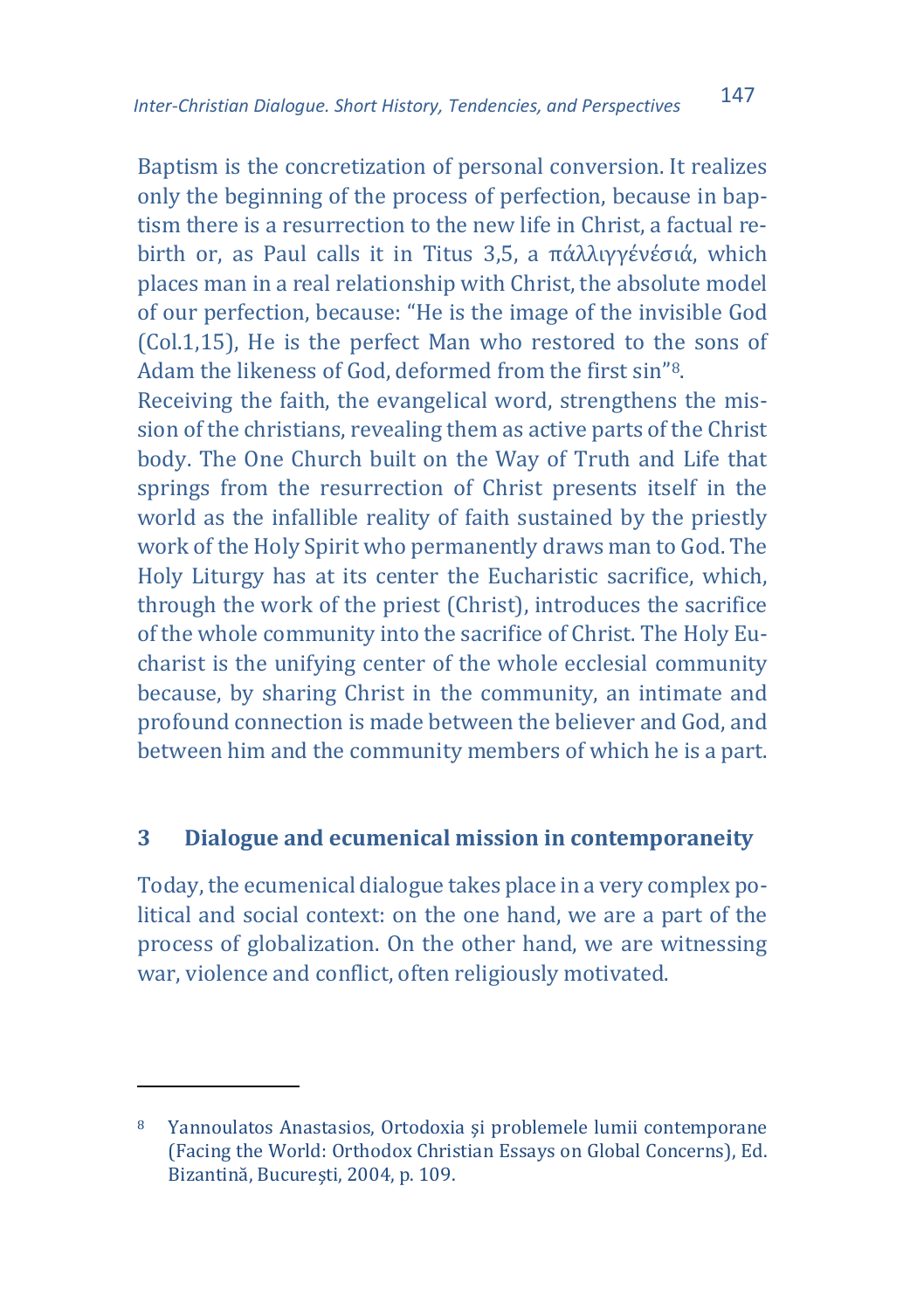Baptism is the concretization of personal conversion. It realizes only the beginning of the process of perfection, because in baptism there is a resurrection to the new life in Christ, a factual rebirth or, as Paul calls it in Titus 3,5, a πάλλιγγένέσιά, which places man in a real relationship with Christ, the absolute model of our perfection, because: "He is the image of the invisible God (Col.1,15), He is the perfect Man who restored to the sons of Adam the likeness of God, deformed from the first sin"[8].

Receiving the faith, the evangelical word, strengthens the mission of the christians, revealing them as active parts of the Christ body. The One Church built on the Way of Truth and Life that springs from the resurrection of Christ presents itself in the world as the infallible reality of faith sustained by the priestly work of the Holy Spirit who permanently draws man to God. The Holy Liturgy has at its center the Eucharistic sacrifice, which, through the work of the priest (Christ), introduces the sacrifice of the whole community into the sacrifice of Christ. The Holy Eucharist is the unifying center of the whole ecclesial community because, by sharing Christ in the community, an intimate and profound connection is made between the believer and God, and between him and the community members of which he is a part.

## 3 Dialogue and ecumenical mission in contemporaneity

Today, the ecumenical dialogue takes place in a very complex political and social context: on the one hand, we are a part of the process of globalization. On the other hand, we are witnessing war, violence and conflict, often religiously motivated.

---

[8] Yannoulatos Anastasios, Ortodoxia şi problemele lumii contemporane (Facing the World: Orthodox Christian Essays on Global Concerns), Ed. Bizantină, Bucureşti, 2004, p. 109.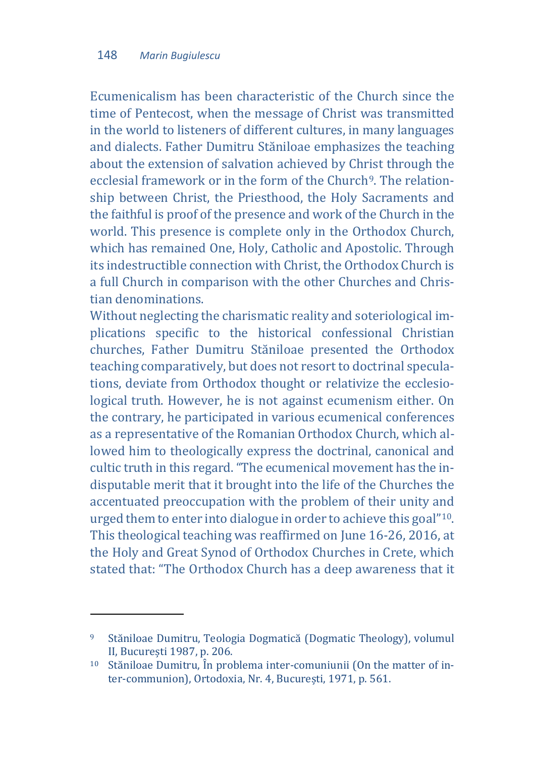Ecumenicalism has been characteristic of the Church since the time of Pentecost, when the message of Christ was transmitted in the world to listeners of different cultures, in many languages and dialects. Father Dumitru Stăniloae emphasizes the teaching about the extension of salvation achieved by Christ through the ecclesial framework or in the form of the Church[9]. The relationship between Christ, the Priesthood, the Holy Sacraments and the faithful is proof of the presence and work of the Church in the world. This presence is complete only in the Orthodox Church, which has remained One, Holy, Catholic and Apostolic. Through its indestructible connection with Christ, the Orthodox Church is a full Church in comparison with the other Churches and Christian denominations.

Without neglecting the charismatic reality and soteriological implications specific to the historical confessional Christian churches, Father Dumitru Stăniloae presented the Orthodox teaching comparatively, but does not resort to doctrinal speculations, deviate from Orthodox thought or relativize the ecclesiological truth. However, he is not against ecumenism either. On the contrary, he participated in various ecumenical conferences as a representative of the Romanian Orthodox Church, which allowed him to theologically express the doctrinal, canonical and cultic truth in this regard. "The ecumenical movement has the indisputable merit that it brought into the life of the Churches the accentuated preoccupation with the problem of their unity and urged them to enter into dialogue in order to achieve this goal"[10]. This theological teaching was reaffirmed on June 16-26, 2016, at the Holy and Great Synod of Orthodox Churches in Crete, which stated that: "The Orthodox Church has a deep awareness that it

---

[9] Stăniloae Dumitru, Teologia Dogmatică (Dogmatic Theology), volumul II, București 1987, p. 206.

[10] Stăniloae Dumitru, În problema inter-comuniunii (On the matter of inter-communion), Ortodoxia, Nr. 4, București, 1971, p. 561.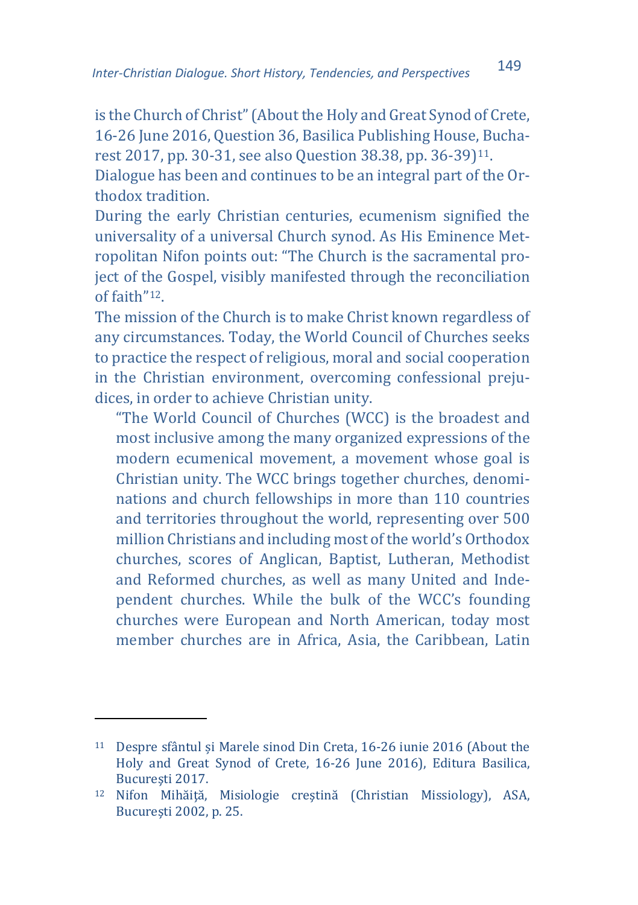is the Church of Christ" (About the Holy and Great Synod of Crete, 16-26 June 2016, Question 36, Basilica Publishing House, Bucharest 2017, pp. 30-31, see also Question 38.38, pp. 36-39)[11].

Dialogue has been and continues to be an integral part of the Orthodox tradition.

During the early Christian centuries, ecumenism signified the universality of a universal Church synod. As His Eminence Metropolitan Nifon points out: "The Church is the sacramental project of the Gospel, visibly manifested through the reconciliation of faith"[12].

The mission of the Church is to make Christ known regardless of any circumstances. Today, the World Council of Churches seeks to practice the respect of religious, moral and social cooperation in the Christian environment, overcoming confessional prejudices, in order to achieve Christian unity.

> "The World Council of Churches (WCC) is the broadest and most inclusive among the many organized expressions of the modern ecumenical movement, a movement whose goal is Christian unity. The WCC brings together churches, denominations and church fellowships in more than 110 countries and territories throughout the world, representing over 500 million Christians and including most of the world's Orthodox churches, scores of Anglican, Baptist, Lutheran, Methodist and Reformed churches, as well as many United and Independent churches. While the bulk of the WCC's founding churches were European and North American, today most member churches are in Africa, Asia, the Caribbean, Latin

---

[11] Despre sfântul și Marele sinod Din Creta, 16-26 iunie 2016 (About the Holy and Great Synod of Crete, 16-26 June 2016), Editura Basilica, București 2017.

[12] Nifon Mihăiță, Misiologie creștină (Christian Missiology), ASA, București 2002, p. 25.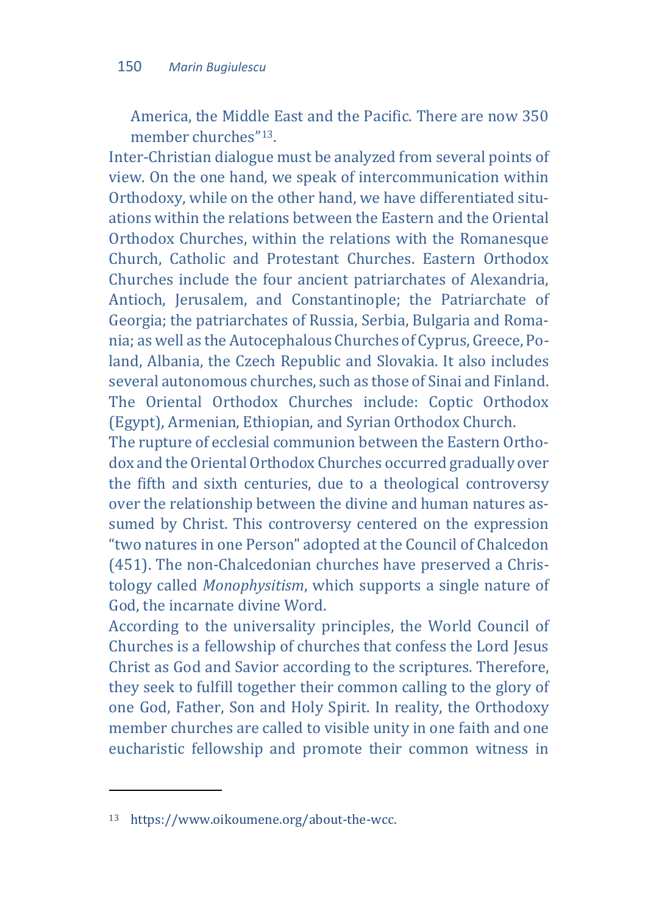America, the Middle East and the Pacific. There are now 350 member churches"[13].

Inter-Christian dialogue must be analyzed from several points of view. On the one hand, we speak of intercommunication within Orthodoxy, while on the other hand, we have differentiated situations within the relations between the Eastern and the Oriental Orthodox Churches, within the relations with the Romanesque Church, Catholic and Protestant Churches. Eastern Orthodox Churches include the four ancient patriarchates of Alexandria, Antioch, Jerusalem, and Constantinople; the Patriarchate of Georgia; the patriarchates of Russia, Serbia, Bulgaria and Romania; as well as the Autocephalous Churches of Cyprus, Greece, Poland, Albania, the Czech Republic and Slovakia. It also includes several autonomous churches, such as those of Sinai and Finland. The Oriental Orthodox Churches include: Coptic Orthodox (Egypt), Armenian, Ethiopian, and Syrian Orthodox Church.

The rupture of ecclesial communion between the Eastern Orthodox and the Oriental Orthodox Churches occurred gradually over the fifth and sixth centuries, due to a theological controversy over the relationship between the divine and human natures assumed by Christ. This controversy centered on the expression "two natures in one Person" adopted at the Council of Chalcedon (451). The non-Chalcedonian churches have preserved a Christology called *Monophysitism*, which supports a single nature of God, the incarnate divine Word.

According to the universality principles, the World Council of Churches is a fellowship of churches that confess the Lord Jesus Christ as God and Savior according to the scriptures. Therefore, they seek to fulfill together their common calling to the glory of one God, Father, Son and Holy Spirit. In reality, the Orthodoxy member churches are called to visible unity in one faith and one eucharistic fellowship and promote their common witness in

[13] https://www.oikoumene.org/about-the-wcc.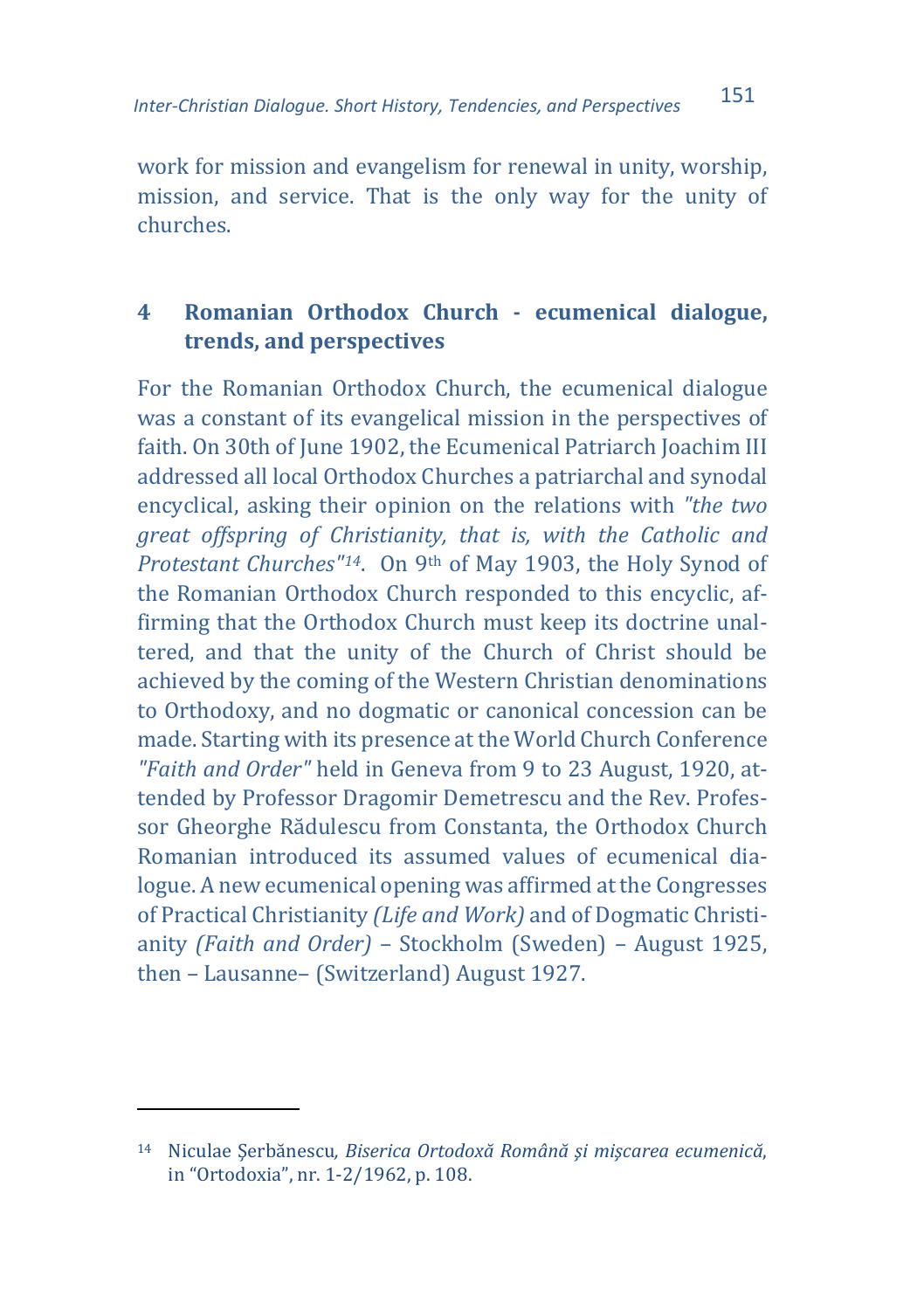work for mission and evangelism for renewal in unity, worship, mission, and service. That is the only way for the unity of churches.

## 4 Romanian Orthodox Church - ecumenical dialogue, trends, and perspectives

For the Romanian Orthodox Church, the ecumenical dialogue was a constant of its evangelical mission in the perspectives of faith. On 30th of June 1902, the Ecumenical Patriarch Joachim III addressed all local Orthodox Churches a patriarchal and synodal encyclical, asking their opinion on the relations with *"the two great offspring of Christianity, that is, with the Catholic and Protestant Churches"*[14]. On 9th of May 1903, the Holy Synod of the Romanian Orthodox Church responded to this encyclic, affirming that the Orthodox Church must keep its doctrine unaltered, and that the unity of the Church of Christ should be achieved by the coming of the Western Christian denominations to Orthodoxy, and no dogmatic or canonical concession can be made. Starting with its presence at the World Church Conference *"Faith and Order"* held in Geneva from 9 to 23 August, 1920, attended by Professor Dragomir Demetrescu and the Rev. Professor Gheorghe Rădulescu from Constanta, the Orthodox Church Romanian introduced its assumed values of ecumenical dialogue. A new ecumenical opening was affirmed at the Congresses of Practical Christianity *(Life and Work)* and of Dogmatic Christianity *(Faith and Order)* – Stockholm (Sweden) – August 1925, then – Lausanne– (Switzerland) August 1927.

---

[14] Niculae Șerbănescu, *Biserica Ortodoxă Română și mișcarea ecumenică*, in "Ortodoxia", nr. 1-2/1962, p. 108.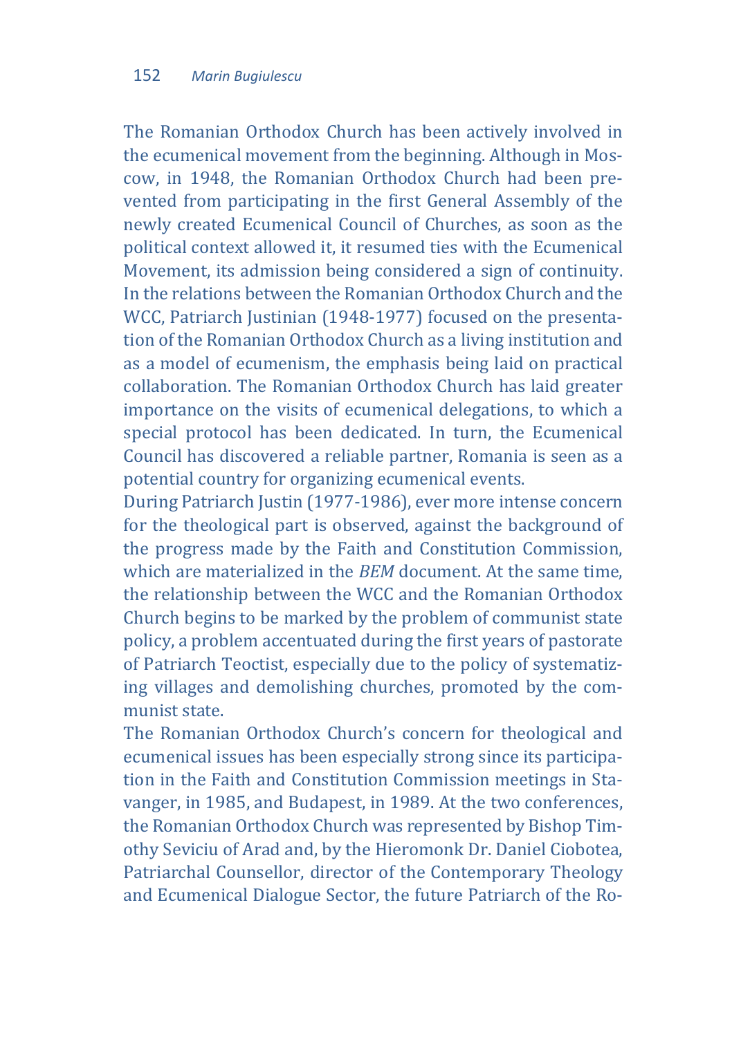The Romanian Orthodox Church has been actively involved in the ecumenical movement from the beginning. Although in Moscow, in 1948, the Romanian Orthodox Church had been prevented from participating in the first General Assembly of the newly created Ecumenical Council of Churches, as soon as the political context allowed it, it resumed ties with the Ecumenical Movement, its admission being considered a sign of continuity. In the relations between the Romanian Orthodox Church and the WCC, Patriarch Justinian (1948-1977) focused on the presentation of the Romanian Orthodox Church as a living institution and as a model of ecumenism, the emphasis being laid on practical collaboration. The Romanian Orthodox Church has laid greater importance on the visits of ecumenical delegations, to which a special protocol has been dedicated. In turn, the Ecumenical Council has discovered a reliable partner, Romania is seen as a potential country for organizing ecumenical events.

During Patriarch Justin (1977-1986), ever more intense concern for the theological part is observed, against the background of the progress made by the Faith and Constitution Commission, which are materialized in the *BEM* document. At the same time, the relationship between the WCC and the Romanian Orthodox Church begins to be marked by the problem of communist state policy, a problem accentuated during the first years of pastorate of Patriarch Teoctist, especially due to the policy of systematizing villages and demolishing churches, promoted by the communist state.

The Romanian Orthodox Church's concern for theological and ecumenical issues has been especially strong since its participation in the Faith and Constitution Commission meetings in Stavanger, in 1985, and Budapest, in 1989. At the two conferences, the Romanian Orthodox Church was represented by Bishop Timothy Seviciu of Arad and, by the Hieromonk Dr. Daniel Ciobotea, Patriarchal Counsellor, director of the Contemporary Theology and Ecumenical Dialogue Sector, the future Patriarch of the Ro-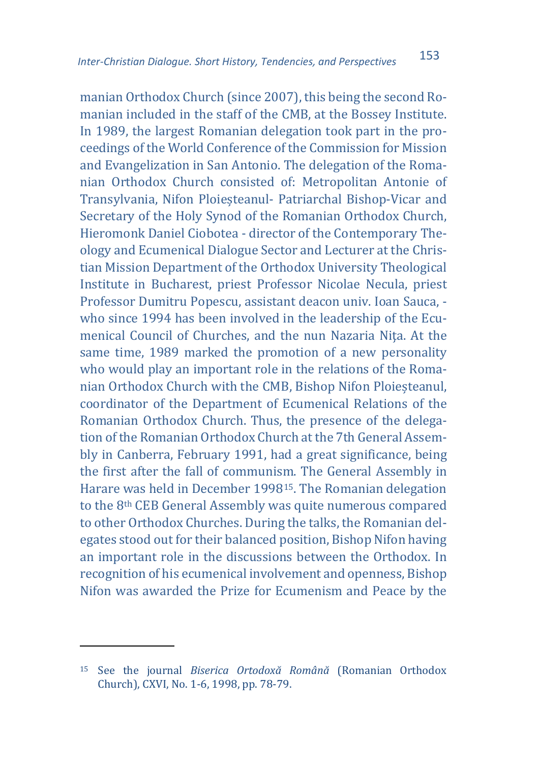manian Orthodox Church (since 2007), this being the second Romanian included in the staff of the CMB, at the Bossey Institute. In 1989, the largest Romanian delegation took part in the proceedings of the World Conference of the Commission for Mission and Evangelization in San Antonio. The delegation of the Romanian Orthodox Church consisted of: Metropolitan Antonie of Transylvania, Nifon Ploieșteanul- Patriarchal Bishop-Vicar and Secretary of the Holy Synod of the Romanian Orthodox Church, Hieromonk Daniel Ciobotea - director of the Contemporary Theology and Ecumenical Dialogue Sector and Lecturer at the Christian Mission Department of the Orthodox University Theological Institute in Bucharest, priest Professor Nicolae Necula, priest Professor Dumitru Popescu, assistant deacon univ. Ioan Sauca, - who since 1994 has been involved in the leadership of the Ecumenical Council of Churches, and the nun Nazaria Nița. At the same time, 1989 marked the promotion of a new personality who would play an important role in the relations of the Romanian Orthodox Church with the CMB, Bishop Nifon Ploieșteanul, coordinator of the Department of Ecumenical Relations of the Romanian Orthodox Church. Thus, the presence of the delegation of the Romanian Orthodox Church at the 7th General Assembly in Canberra, February 1991, had a great significance, being the first after the fall of communism. The General Assembly in Harare was held in December 1998[15]. The Romanian delegation to the 8th CEB General Assembly was quite numerous compared to other Orthodox Churches. During the talks, the Romanian delegates stood out for their balanced position, Bishop Nifon having an important role in the discussions between the Orthodox. In recognition of his ecumenical involvement and openness, Bishop Nifon was awarded the Prize for Ecumenism and Peace by the

---

[15] See the journal *Biserica Ortodoxă Română* (Romanian Orthodox Church), CXVI, No. 1-6, 1998, pp. 78-79.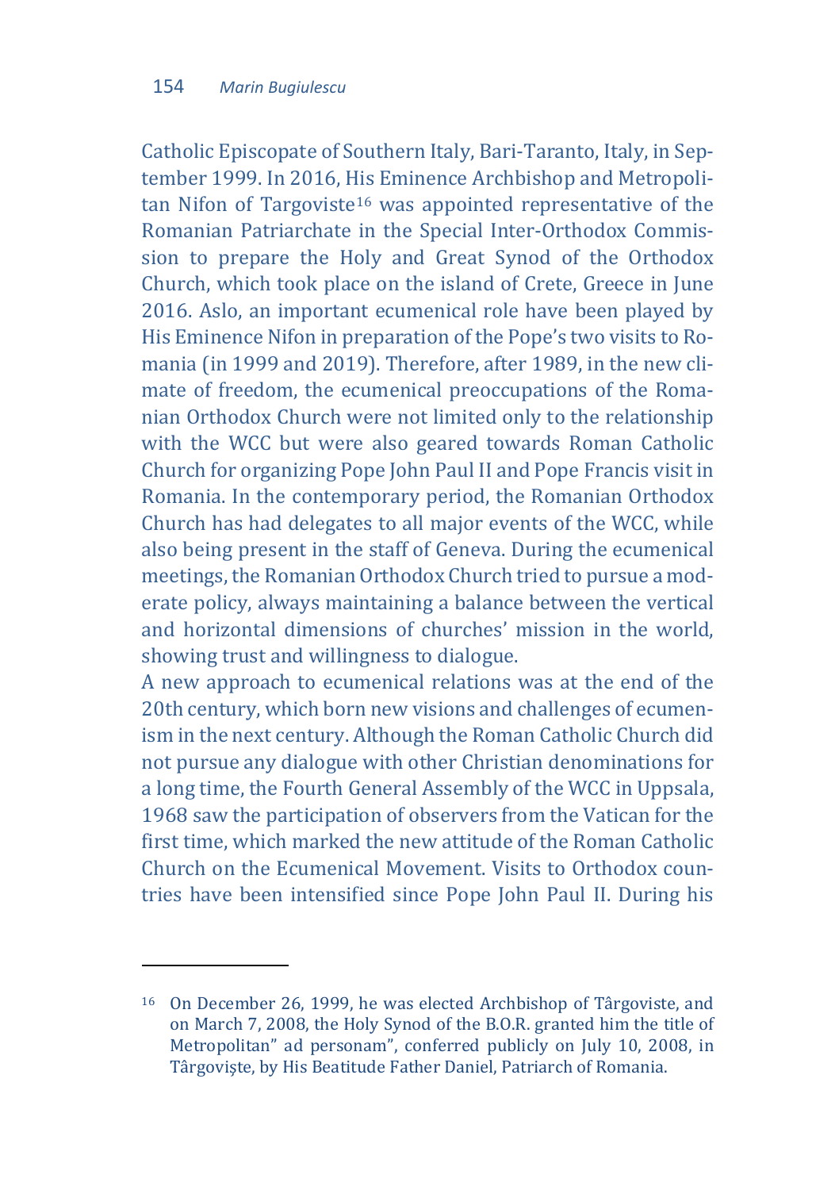Catholic Episcopate of Southern Italy, Bari-Taranto, Italy, in September 1999. In 2016, His Eminence Archbishop and Metropolitan Nifon of Targoviste[16] was appointed representative of the Romanian Patriarchate in the Special Inter-Orthodox Commission to prepare the Holy and Great Synod of the Orthodox Church, which took place on the island of Crete, Greece in June 2016. Aslo, an important ecumenical role have been played by His Eminence Nifon in preparation of the Pope's two visits to Romania (in 1999 and 2019). Therefore, after 1989, in the new climate of freedom, the ecumenical preoccupations of the Romanian Orthodox Church were not limited only to the relationship with the WCC but were also geared towards Roman Catholic Church for organizing Pope John Paul II and Pope Francis visit in Romania. In the contemporary period, the Romanian Orthodox Church has had delegates to all major events of the WCC, while also being present in the staff of Geneva. During the ecumenical meetings, the Romanian Orthodox Church tried to pursue a moderate policy, always maintaining a balance between the vertical and horizontal dimensions of churches' mission in the world, showing trust and willingness to dialogue.

A new approach to ecumenical relations was at the end of the 20th century, which born new visions and challenges of ecumenism in the next century. Although the Roman Catholic Church did not pursue any dialogue with other Christian denominations for a long time, the Fourth General Assembly of the WCC in Uppsala, 1968 saw the participation of observers from the Vatican for the first time, which marked the new attitude of the Roman Catholic Church on the Ecumenical Movement. Visits to Orthodox countries have been intensified since Pope John Paul II. During his

---

[16] On December 26, 1999, he was elected Archbishop of Târgoviste, and on March 7, 2008, the Holy Synod of the B.O.R. granted him the title of Metropolitan" ad personam", conferred publicly on July 10, 2008, in Târgoviște, by His Beatitude Father Daniel, Patriarch of Romania.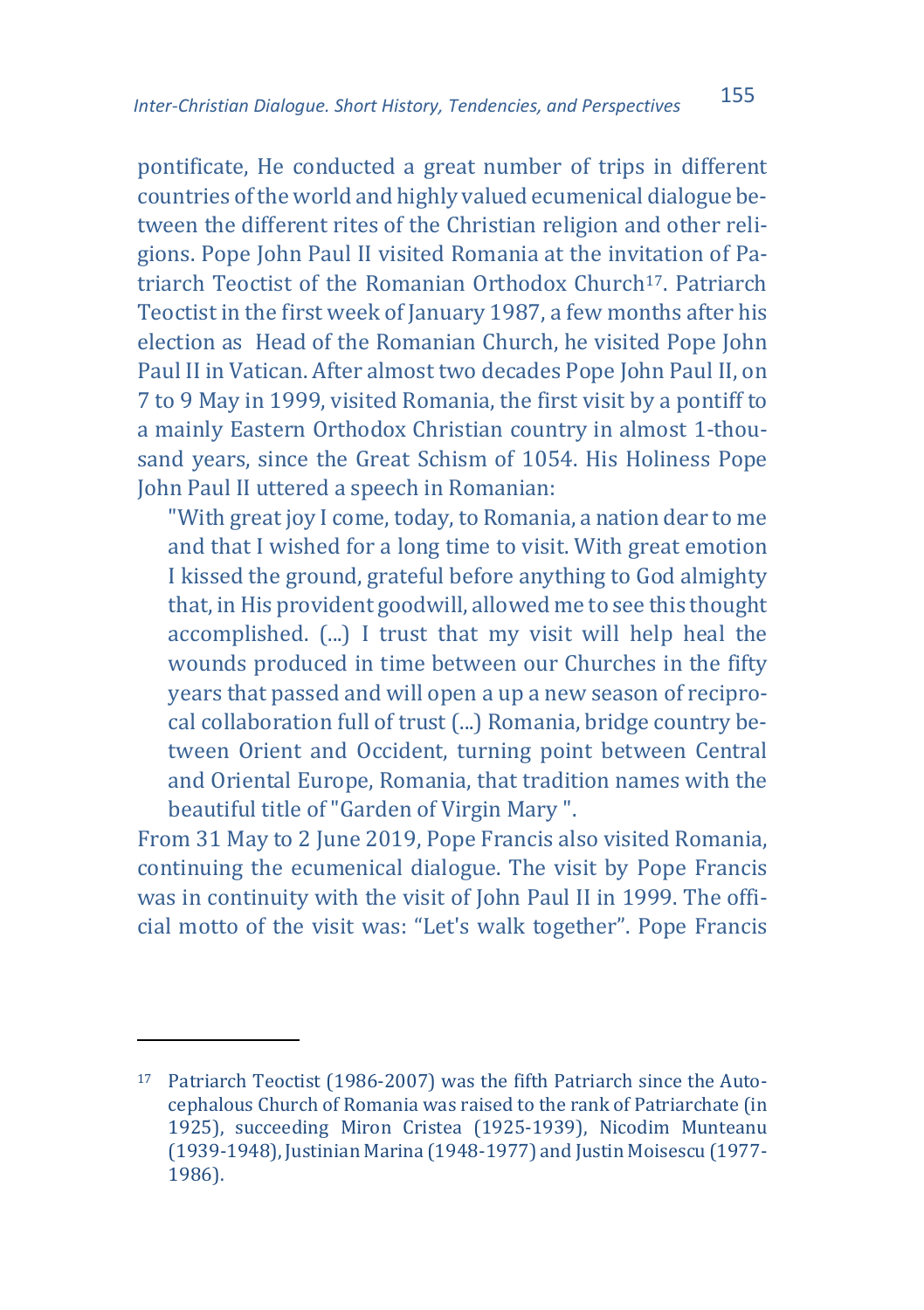pontificate, He conducted a great number of trips in different countries of the world and highly valued ecumenical dialogue between the different rites of the Christian religion and other religions. Pope John Paul II visited Romania at the invitation of Patriarch Teoctist of the Romanian Orthodox Church[17]. Patriarch Teoctist in the first week of January 1987, a few months after his election as Head of the Romanian Church, he visited Pope John Paul II in Vatican. After almost two decades Pope John Paul II, on 7 to 9 May in 1999, visited Romania, the first visit by a pontiff to a mainly Eastern Orthodox Christian country in almost 1-thousand years, since the Great Schism of 1054. His Holiness Pope John Paul II uttered a speech in Romanian:

> "With great joy I come, today, to Romania, a nation dear to me and that I wished for a long time to visit. With great emotion I kissed the ground, grateful before anything to God almighty that, in His provident goodwill, allowed me to see this thought accomplished. (...) I trust that my visit will help heal the wounds produced in time between our Churches in the fifty years that passed and will open a up a new season of reciprocal collaboration full of trust (...) Romania, bridge country between Orient and Occident, turning point between Central and Oriental Europe, Romania, that tradition names with the beautiful title of "Garden of Virgin Mary ".

From 31 May to 2 June 2019, Pope Francis also visited Romania, continuing the ecumenical dialogue. The visit by Pope Francis was in continuity with the visit of John Paul II in 1999. The official motto of the visit was: "Let's walk together". Pope Francis

---

[17] Patriarch Teoctist (1986-2007) was the fifth Patriarch since the Autocephalous Church of Romania was raised to the rank of Patriarchate (in 1925), succeeding Miron Cristea (1925-1939), Nicodim Munteanu (1939-1948), Justinian Marina (1948-1977) and Justin Moisescu (1977-1986).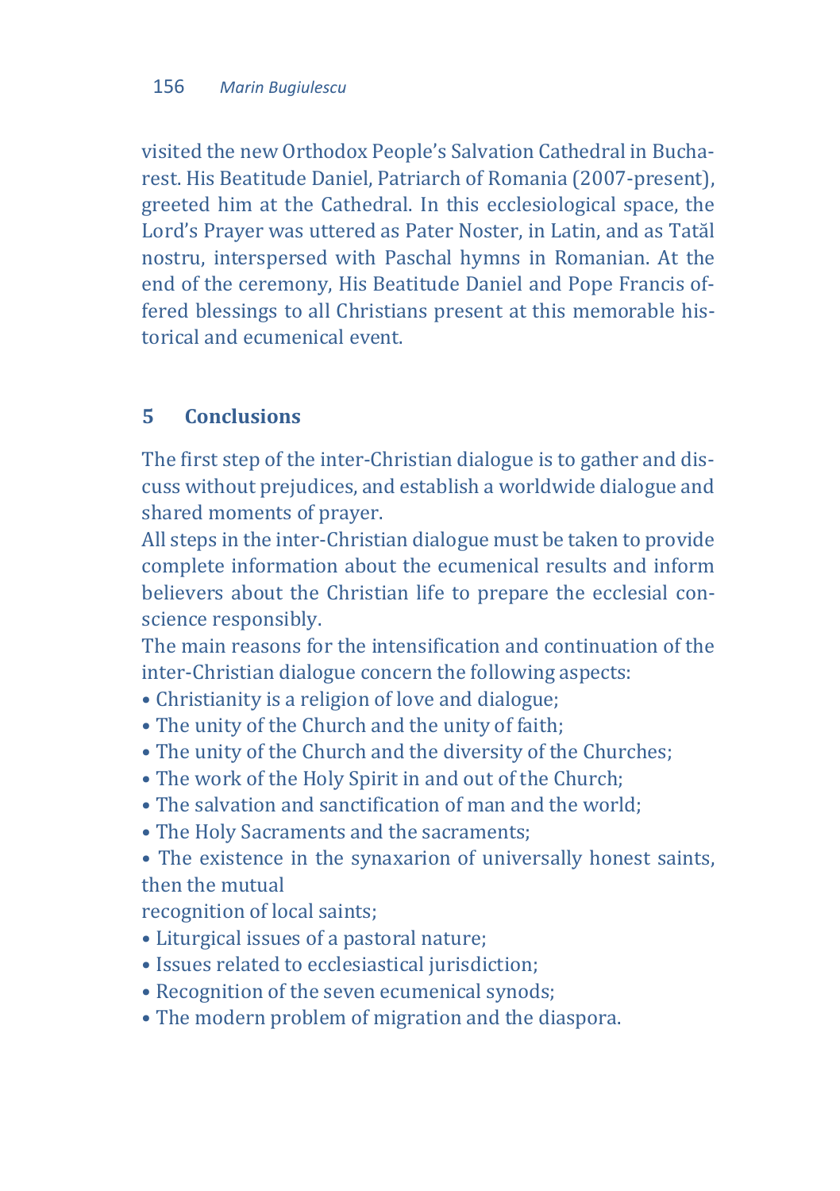visited the new Orthodox People's Salvation Cathedral in Bucharest. His Beatitude Daniel, Patriarch of Romania (2007-present), greeted him at the Cathedral. In this ecclesiological space, the Lord's Prayer was uttered as Pater Noster, in Latin, and as Tatăl nostru, interspersed with Paschal hymns in Romanian. At the end of the ceremony, His Beatitude Daniel and Pope Francis offered blessings to all Christians present at this memorable historical and ecumenical event.

## 5 Conclusions

The first step of the inter-Christian dialogue is to gather and discuss without prejudices, and establish a worldwide dialogue and shared moments of prayer.

All steps in the inter-Christian dialogue must be taken to provide complete information about the ecumenical results and inform believers about the Christian life to prepare the ecclesial conscience responsibly.

The main reasons for the intensification and continuation of the inter-Christian dialogue concern the following aspects:

- Christianity is a religion of love and dialogue;
- The unity of the Church and the unity of faith;
- The unity of the Church and the diversity of the Churches;
- The work of the Holy Spirit in and out of the Church;
- The salvation and sanctification of man and the world;
- The Holy Sacraments and the sacraments;
- The existence in the synaxarion of universally honest saints, then the mutual recognition of local saints;
- Liturgical issues of a pastoral nature;
- Issues related to ecclesiastical jurisdiction;
- Recognition of the seven ecumenical synods;
- The modern problem of migration and the diaspora.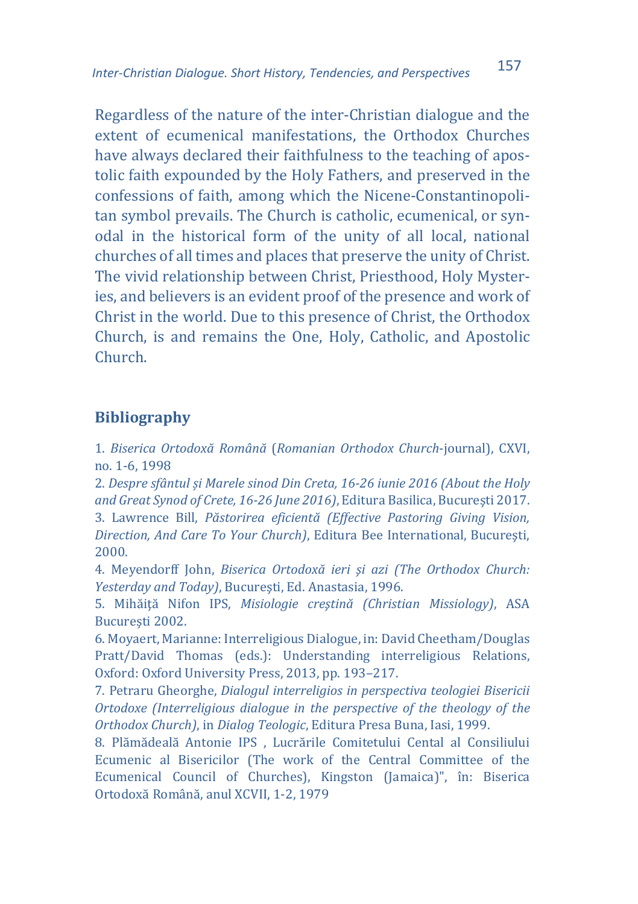Regardless of the nature of the inter-Christian dialogue and the extent of ecumenical manifestations, the Orthodox Churches have always declared their faithfulness to the teaching of apostolic faith expounded by the Holy Fathers, and preserved in the confessions of faith, among which the Nicene-Constantinopolitan symbol prevails. The Church is catholic, ecumenical, or synodal in the historical form of the unity of all local, national churches of all times and places that preserve the unity of Christ. The vivid relationship between Christ, Priesthood, Holy Mysteries, and believers is an evident proof of the presence and work of Christ in the world. Due to this presence of Christ, the Orthodox Church, is and remains the One, Holy, Catholic, and Apostolic Church.

## Bibliography

1. *Biserica Ortodoxă Română* (*Romanian Orthodox Church*-journal), CXVI, no. 1-6, 1998
2. *Despre sfântul și Marele sinod Din Creta, 16-26 iunie 2016 (About the Holy and Great Synod of Crete, 16-26 June 2016)*, Editura Basilica, Bucureşti 2017.
3. Lawrence Bill, *Păstorirea eficientă (Effective Pastoring Giving Vision, Direction, And Care To Your Church)*, Editura Bee International, Bucureşti, 2000.
4. Meyendorff John, *Biserica Ortodoxă ieri şi azi (The Orthodox Church: Yesterday and Today)*, Bucureşti, Ed. Anastasia, 1996.
5. Mihăiţă Nifon IPS, *Misiologie creştină (Christian Missiology)*, ASA Bucureşti 2002.
6. Moyaert, Marianne: Interreligious Dialogue, in: David Cheetham/Douglas Pratt/David Thomas (eds.): Understanding interreligious Relations, Oxford: Oxford University Press, 2013, pp. 193–217.
7. Petraru Gheorghe, *Dialogul interreligios in perspectiva teologiei Bisericii Ortodoxe (Interreligious dialogue in the perspective of the theology of the Orthodox Church)*, in *Dialog Teologic*, Editura Presa Buna, Iasi, 1999.
8. Plămădeală Antonie IPS , Lucrările Comitetului Cental al Consiliului Ecumenic al Bisericilor (The work of the Central Committee of the Ecumenical Council of Churches), Kingston (Jamaica)", în: Biserica Ortodoxă Română, anul XCVII, 1-2, 1979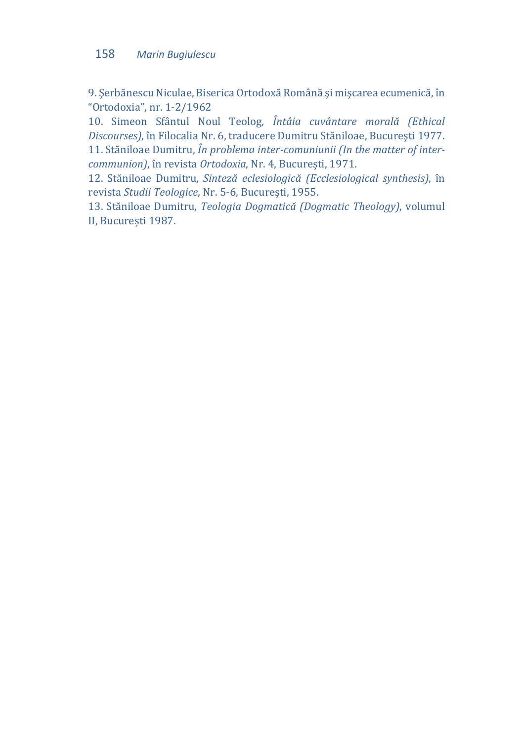9. Şerbănescu Niculae, Biserica Ortodoxă Română şi mişcarea ecumenică, în “Ortodoxia”, nr. 1-2/1962

10. Simeon Sfântul Noul Teolog, *Întâia cuvântare morală (Ethical Discourses)*, în Filocalia Nr. 6, traducere Dumitru Stăniloae, Bucureşti 1977.

11. Stăniloae Dumitru, *În problema inter-comuniunii (In the matter of inter-communion)*, în revista *Ortodoxia*, Nr. 4, București, 1971.

12. Stăniloae Dumitru, *Sinteză eclesiologică (Ecclesiological synthesis)*, în revista *Studii Teologice*, Nr. 5-6, Bucureşti, 1955.

13. Stăniloae Dumitru, *Teologia Dogmatică (Dogmatic Theology)*, volumul II, București 1987.